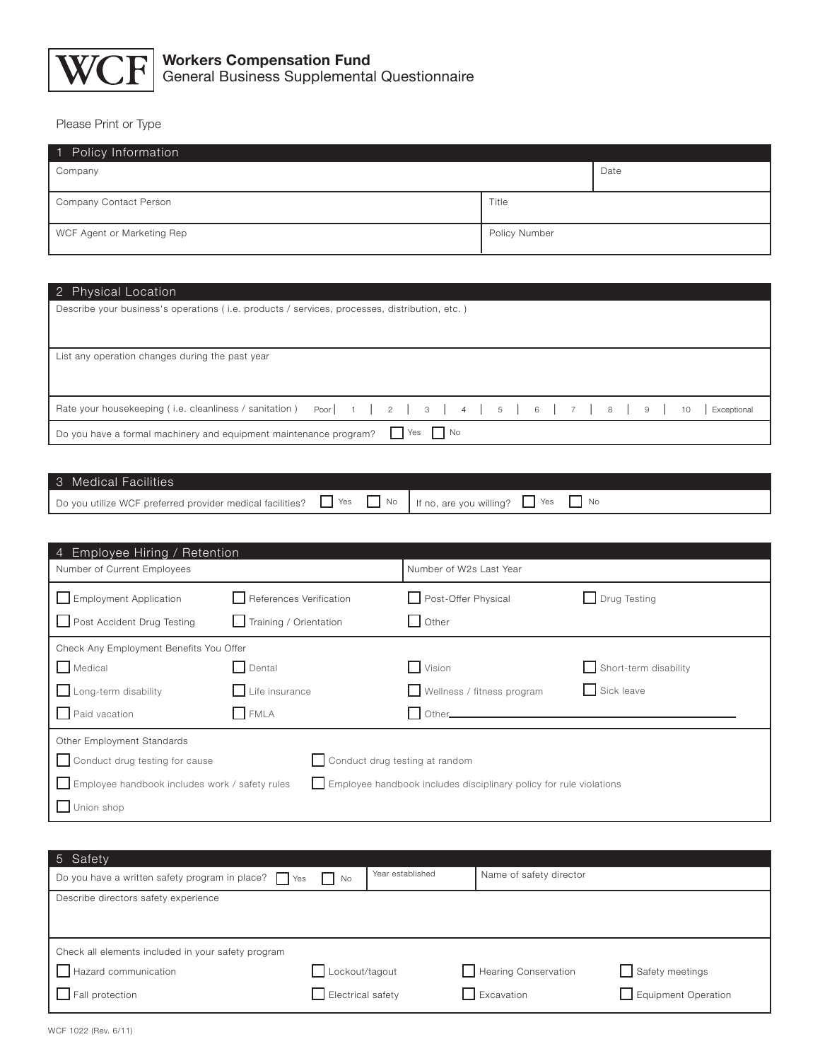# Workers Compensation Fund

## General Business Supplemental Questionnaire

Please Print or Type

## 1 Policy Information

| Company | | Date |
|---|---|---|
| Company Contact Person | Title | |
| WCF Agent or Marketing Rep | Policy Number | |

## 2 Physical Location

Describe your business's operations ( i.e. products / services, processes, distribution, etc. )

List any operation changes during the past year

Rate your housekeeping ( i.e. cleanliness / sanitation ) Poor | 1 | 2 | 3 | 4 | 5 | 6 | 7 | 8 | 9 | 10 | Exceptional

Do you have a formal machinery and equipment maintenance program? ☐ Yes ☐ No

## 3 Medical Facilities

Do you utilize WCF preferred provider medical facilities? ☐ Yes ☐ No | If no, are you willing? ☐ Yes ☐ No

## 4 Employee Hiring / Retention

| Number of Current Employees | Number of W2s Last Year |
|---|---|

- ☐ Employment Application
- ☐ References Verification
- ☐ Post-Offer Physical
- ☐ Drug Testing
- ☐ Post Accident Drug Testing
- ☐ Training / Orientation
- ☐ Other

Check Any Employment Benefits You Offer

- ☐ Medical
- ☐ Dental
- ☐ Vision
- ☐ Short-term disability
- ☐ Long-term disability
- ☐ Life insurance
- ☐ Wellness / fitness program
- ☐ Sick leave
- ☐ Paid vacation
- ☐ FMLA
- ☐ Other\_\_\_\_\_\_\_\_\_\_\_\_\_\_\_\_\_\_\_\_

Other Employment Standards

- ☐ Conduct drug testing for cause
- ☐ Conduct drug testing at random
- ☐ Employee handbook includes work / safety rules
- ☐ Employee handbook includes disciplinary policy for rule violations
- ☐ Union shop

## 5 Safety

| Do you have a written safety program in place? ☐ Yes ☐ No | Year established | Name of safety director |
|---|---|---|

Describe directors safety experience

Check all elements included in your safety program

- ☐ Hazard communication
- ☐ Lockout/tagout
- ☐ Hearing Conservation
- ☐ Safety meetings
- ☐ Fall protection
- ☐ Electrical safety
- ☐ Excavation
- ☐ Equipment Operation

WCF 1022 (Rev. 6/11)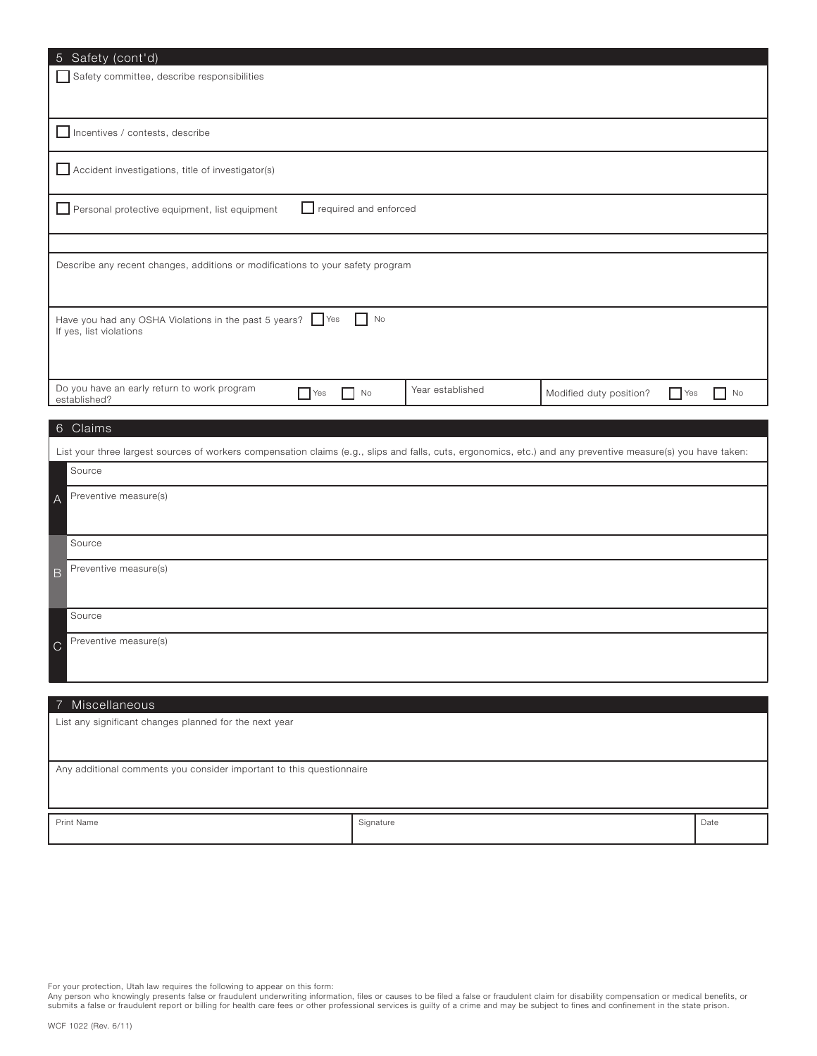## 5 Safety (cont'd)

☐ Safety committee, describe responsibilities

☐ Incentives / contests, describe

☐ Accident investigations, title of investigator(s)

☐ Personal protective equipment, list equipment ☐ required and enforced

Describe any recent changes, additions or modifications to your safety program

Have you had any OSHA Violations in the past 5 years? ☐ Yes ☐ No
If yes, list violations

| Do you have an early return to work program established? ☐ Yes ☐ No | Year established | Modified duty position? ☐ Yes ☐ No |
|---|---|---|

## 6 Claims

List your three largest sources of workers compensation claims (e.g., slips and falls, cuts, ergonomics, etc.) and any preventive measure(s) you have taken:

**A**
Source
Preventive measure(s)

**B**
Source
Preventive measure(s)

**C**
Source
Preventive measure(s)

## 7 Miscellaneous

List any significant changes planned for the next year

Any additional comments you consider important to this questionnaire

| Print Name | Signature | Date |
|---|---|---|

For your protection, Utah law requires the following to appear on this form:
Any person who knowingly presents false or fraudulent underwriting information, files or causes to be filed a false or fraudulent claim for disability compensation or medical benefits, or submits a false or fraudulent report or billing for health care fees or other professional services is guilty of a crime and may be subject to fines and confinement in the state prison.

WCF 1022 (Rev. 6/11)